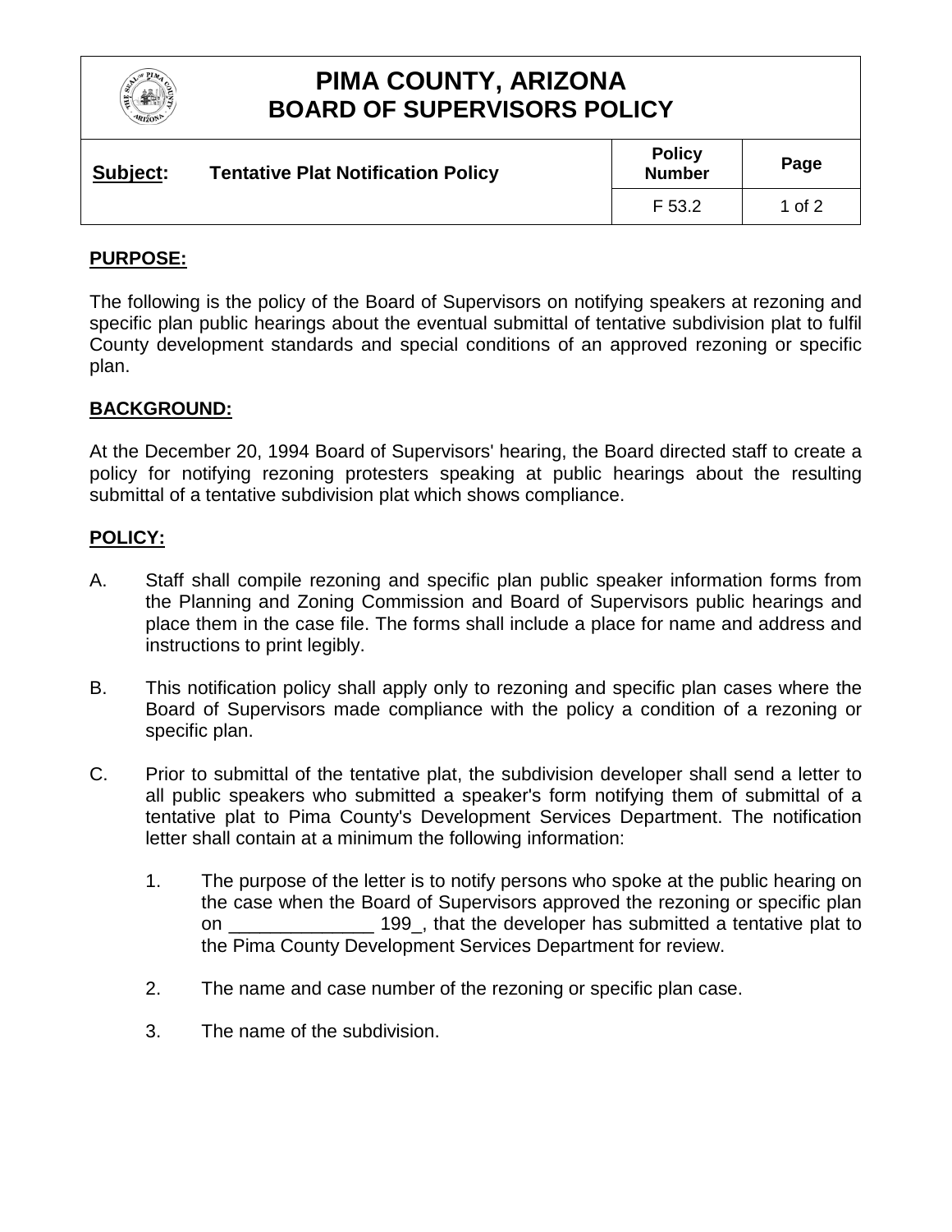# PIMA COUNTY, ARIZONA
# BOARD OF SUPERVISORS POLICY

| **Subject:** Tentative Plat Notification Policy | **Policy Number** | **Page** |
|---|---|---|
| | F 53.2 | 1 of 2 |

## PURPOSE:

The following is the policy of the Board of Supervisors on notifying speakers at rezoning and specific plan public hearings about the eventual submittal of tentative subdivision plat to fulfil County development standards and special conditions of an approved rezoning or specific plan.

## BACKGROUND:

At the December 20, 1994 Board of Supervisors' hearing, the Board directed staff to create a policy for notifying rezoning protesters speaking at public hearings about the resulting submittal of a tentative subdivision plat which shows compliance.

## POLICY:

A. Staff shall compile rezoning and specific plan public speaker information forms from the Planning and Zoning Commission and Board of Supervisors public hearings and place them in the case file. The forms shall include a place for name and address and instructions to print legibly.

B. This notification policy shall apply only to rezoning and specific plan cases where the Board of Supervisors made compliance with the policy a condition of a rezoning or specific plan.

C. Prior to submittal of the tentative plat, the subdivision developer shall send a letter to all public speakers who submitted a speaker's form notifying them of submittal of a tentative plat to Pima County's Development Services Department. The notification letter shall contain at a minimum the following information:

   1. The purpose of the letter is to notify persons who spoke at the public hearing on the case when the Board of Supervisors approved the rezoning or specific plan on ______________ 199_, that the developer has submitted a tentative plat to the Pima County Development Services Department for review.

   2. The name and case number of the rezoning or specific plan case.

   3. The name of the subdivision.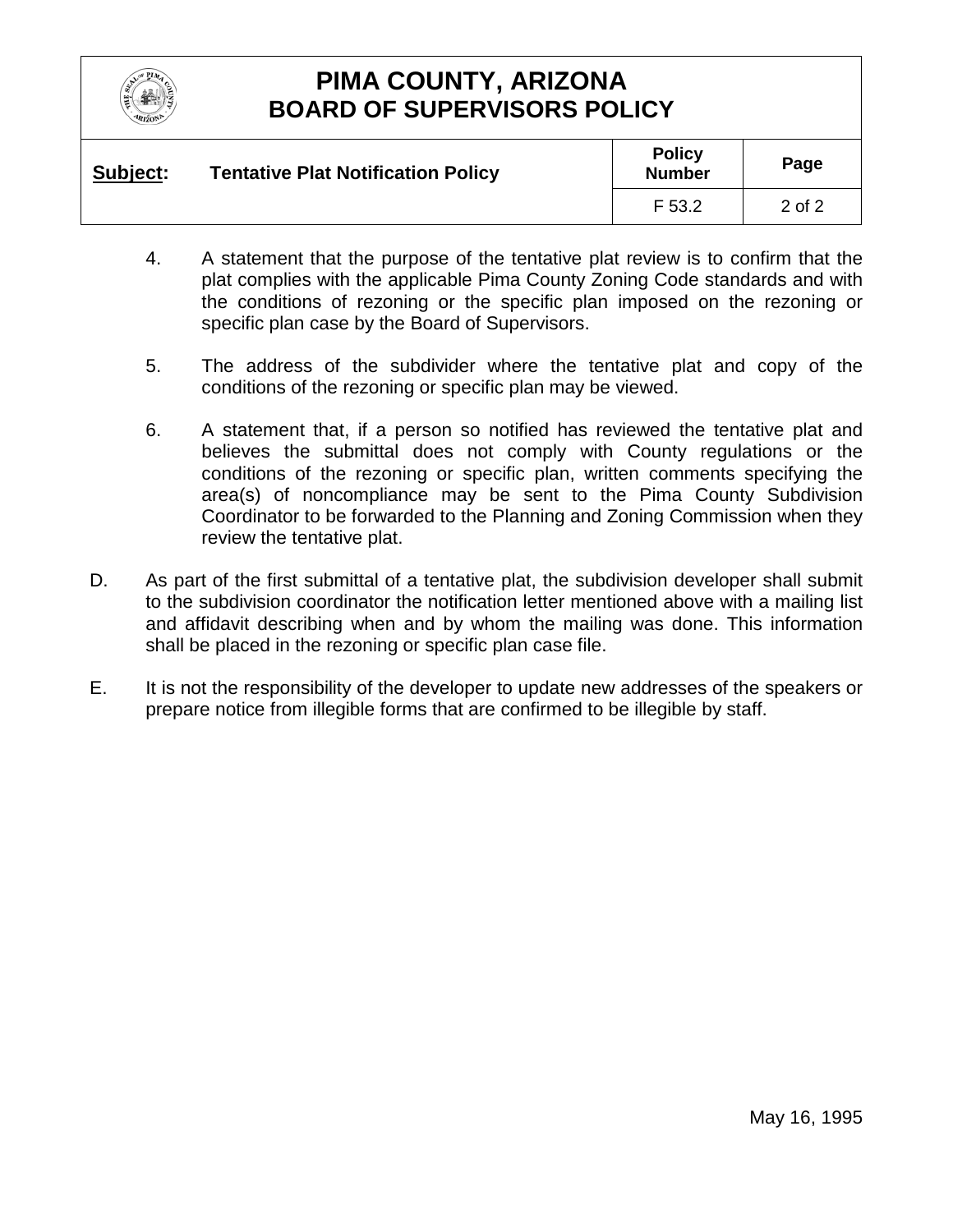4. A statement that the purpose of the tentative plat review is to confirm that the plat complies with the applicable Pima County Zoning Code standards and with the conditions of rezoning or the specific plan imposed on the rezoning or specific plan case by the Board of Supervisors.

5. The address of the subdivider where the tentative plat and copy of the conditions of the rezoning or specific plan may be viewed.

6. A statement that, if a person so notified has reviewed the tentative plat and believes the submittal does not comply with County regulations or the conditions of the rezoning or specific plan, written comments specifying the area(s) of noncompliance may be sent to the Pima County Subdivision Coordinator to be forwarded to the Planning and Zoning Commission when they review the tentative plat.

D. As part of the first submittal of a tentative plat, the subdivision developer shall submit to the subdivision coordinator the notification letter mentioned above with a mailing list and affidavit describing when and by whom the mailing was done. This information shall be placed in the rezoning or specific plan case file.

E. It is not the responsibility of the developer to update new addresses of the speakers or prepare notice from illegible forms that are confirmed to be illegible by staff.

May 16, 1995